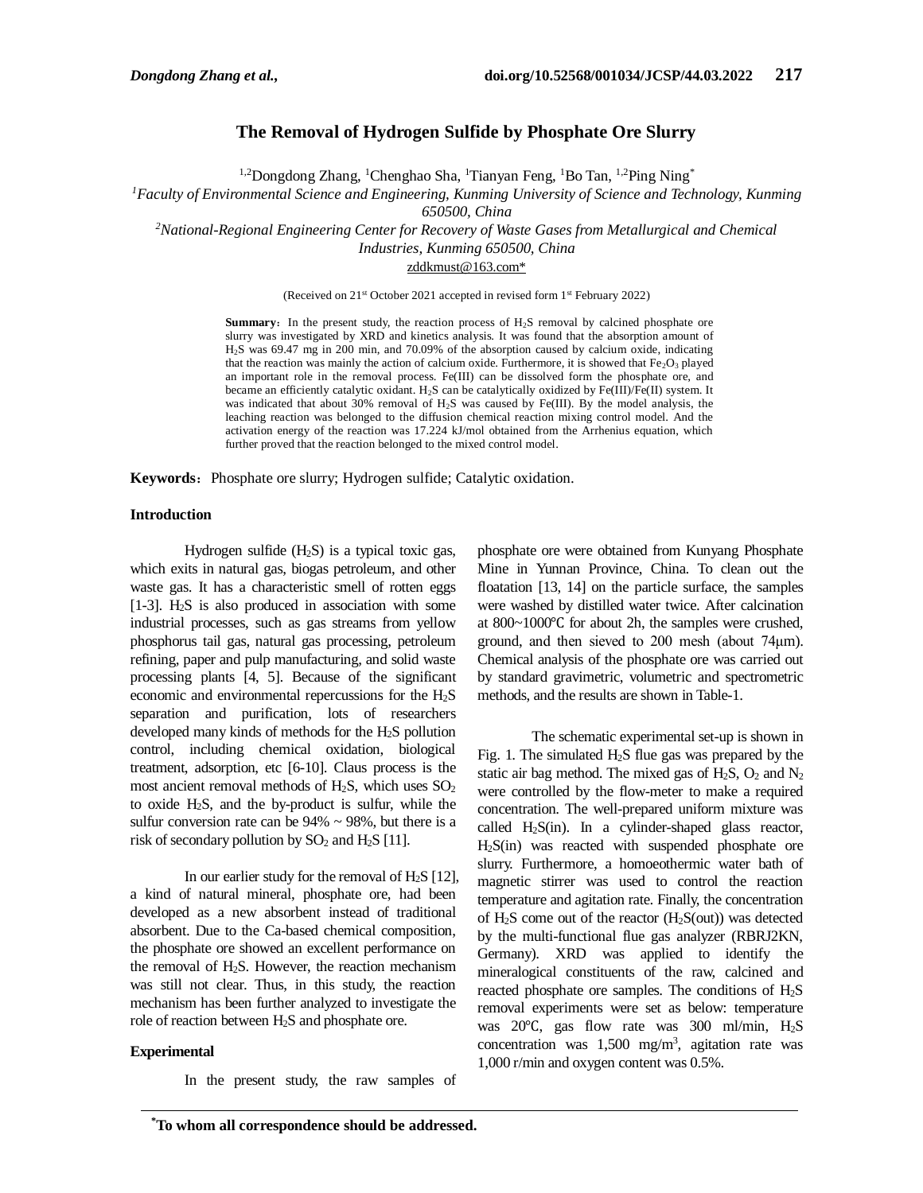# The Removal of Hydrogen Sulfide by Phosphate Ore Slurry

[1,2]Dongdong Zhang, [1]Chenghao Sha, [1]Tianyan Feng, [1]Bo Tan, [1,2]Ping Ning*

[1]*Faculty of Environmental Science and Engineering, Kunming University of Science and Technology, Kunming 650500, China*

[2]*National-Regional Engineering Center for Recovery of Waste Gases from Metallurgical and Chemical Industries, Kunming 650500, China*

zddkmust@163.com*

(Received on 21st October 2021 accepted in revised form 1st February 2022)

**Summary**: In the present study, the reaction process of $H_2S$ removal by calcined phosphate ore slurry was investigated by XRD and kinetics analysis. It was found that the absorption amount of $H_2S$ was 69.47 mg in 200 min, and 70.09% of the absorption caused by calcium oxide, indicating that the reaction was mainly the action of calcium oxide. Furthermore, it is showed that $Fe_2O_3$ played an important role in the removal process. Fe(III) can be dissolved form the phosphate ore, and became an efficiently catalytic oxidant. $H_2S$ can be catalytically oxidized by Fe(III)/Fe(II) system. It was indicated that about 30% removal of $H_2S$ was caused by Fe(III). By the model analysis, the leaching reaction was belonged to the diffusion chemical reaction mixing control model. And the activation energy of the reaction was 17.224 kJ/mol obtained from the Arrhenius equation, which further proved that the reaction belonged to the mixed control model.

**Keywords**: Phosphate ore slurry; Hydrogen sulfide; Catalytic oxidation.

## Introduction

Hydrogen sulfide ($H_2S$) is a typical toxic gas, which exits in natural gas, biogas petroleum, and other waste gas. It has a characteristic smell of rotten eggs [1-3]. $H_2S$ is also produced in association with some industrial processes, such as gas streams from yellow phosphorus tail gas, natural gas processing, petroleum refining, paper and pulp manufacturing, and solid waste processing plants [4, 5]. Because of the significant economic and environmental repercussions for the $H_2S$ separation and purification, lots of researchers developed many kinds of methods for the $H_2S$ pollution control, including chemical oxidation, biological treatment, adsorption, etc [6-10]. Claus process is the most ancient removal methods of $H_2S$, which uses $SO_2$ to oxide $H_2S$, and the by-product is sulfur, while the sulfur conversion rate can be 94% ~ 98%, but there is a risk of secondary pollution by $SO_2$ and $H_2S$ [11].

In our earlier study for the removal of $H_2S$ [12], a kind of natural mineral, phosphate ore, had been developed as a new absorbent instead of traditional absorbent. Due to the Ca-based chemical composition, the phosphate ore showed an excellent performance on the removal of $H_2S$. However, the reaction mechanism was still not clear. Thus, in this study, the reaction mechanism has been further analyzed to investigate the role of reaction between $H_2S$ and phosphate ore.

## Experimental

In the present study, the raw samples of phosphate ore were obtained from Kunyang Phosphate Mine in Yunnan Province, China. To clean out the floatation [13, 14] on the particle surface, the samples were washed by distilled water twice. After calcination at 800~1000℃ for about 2h, the samples were crushed, ground, and then sieved to 200 mesh (about 74μm). Chemical analysis of the phosphate ore was carried out by standard gravimetric, volumetric and spectrometric methods, and the results are shown in Table-1.

The schematic experimental set-up is shown in Fig. 1. The simulated $H_2S$ flue gas was prepared by the static air bag method. The mixed gas of $H_2S$, $O_2$ and $N_2$ were controlled by the flow-meter to make a required concentration. The well-prepared uniform mixture was called $H_2S$(in). In a cylinder-shaped glass reactor, $H_2S$(in) was reacted with suspended phosphate ore slurry. Furthermore, a homoeothermic water bath of magnetic stirrer was used to control the reaction temperature and agitation rate. Finally, the concentration of $H_2S$ come out of the reactor ($H_2S$(out)) was detected by the multi-functional flue gas analyzer (RBRJ2KN, Germany). XRD was applied to identify the mineralogical constituents of the raw, calcined and reacted phosphate ore samples. The conditions of $H_2S$ removal experiments were set as below: temperature was 20℃, gas flow rate was 300 ml/min, $H_2S$ concentration was 1,500 mg/m$^3$, agitation rate was 1,000 r/min and oxygen content was 0.5%.

*To whom all correspondence should be addressed.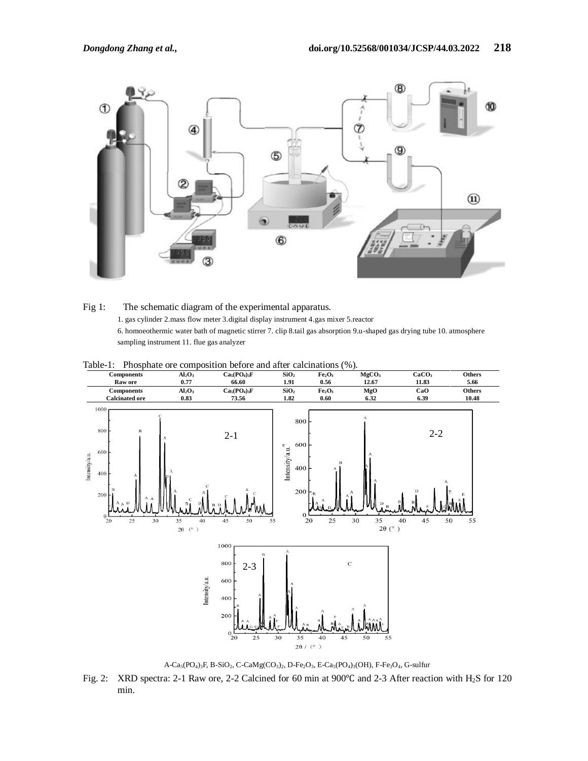Fig 1: The schematic diagram of the experimental apparatus.

1. gas cylinder 2.mass flow meter 3.digital display instrument 4.gas mixer 5.reactor
6. homoeothermic water bath of magnetic stirrer 7. clip 8.tail gas absorption 9.u-shaped gas drying tube 10. atmosphere sampling instrument 11. flue gas analyzer

Table-1: Phosphate ore composition before and after calcinations (%).

| Components | $Al_2O_3$ | $Ca_5(PO_4)_3F$ | $SiO_2$ | $Fe_2O_3$ | $MgCO_3$ | $CaCO_3$ | Others |
|---|---|---|---|---|---|---|---|
| Raw ore | 0.77 | 66.60 | 1.91 | 0.56 | 12.67 | 11.83 | 5.66 |
| Components | $Al_2O_3$ | $Ca_5(PO_4)_3F$ | $SiO_2$ | $Fe_2O_3$ | MgO | CaO | Others |
| Calcinated ore | 0.83 | 73.56 | 1.82 | 0.60 | 6.32 | 6.39 | 10.48 |

A-$Ca_5(PO_4)_3F$, B-$SiO_2$, C-$CaMg(CO_3)_2$, D-$Fe_2O_3$, E-$Ca_5(PO_4)_3(OH)$, F-$Fe_3O_4$, G-sulfur

Fig. 2: XRD spectra: 2-1 Raw ore, 2-2 Calcined for 60 min at 900℃ and 2-3 After reaction with $H_2S$ for 120 min.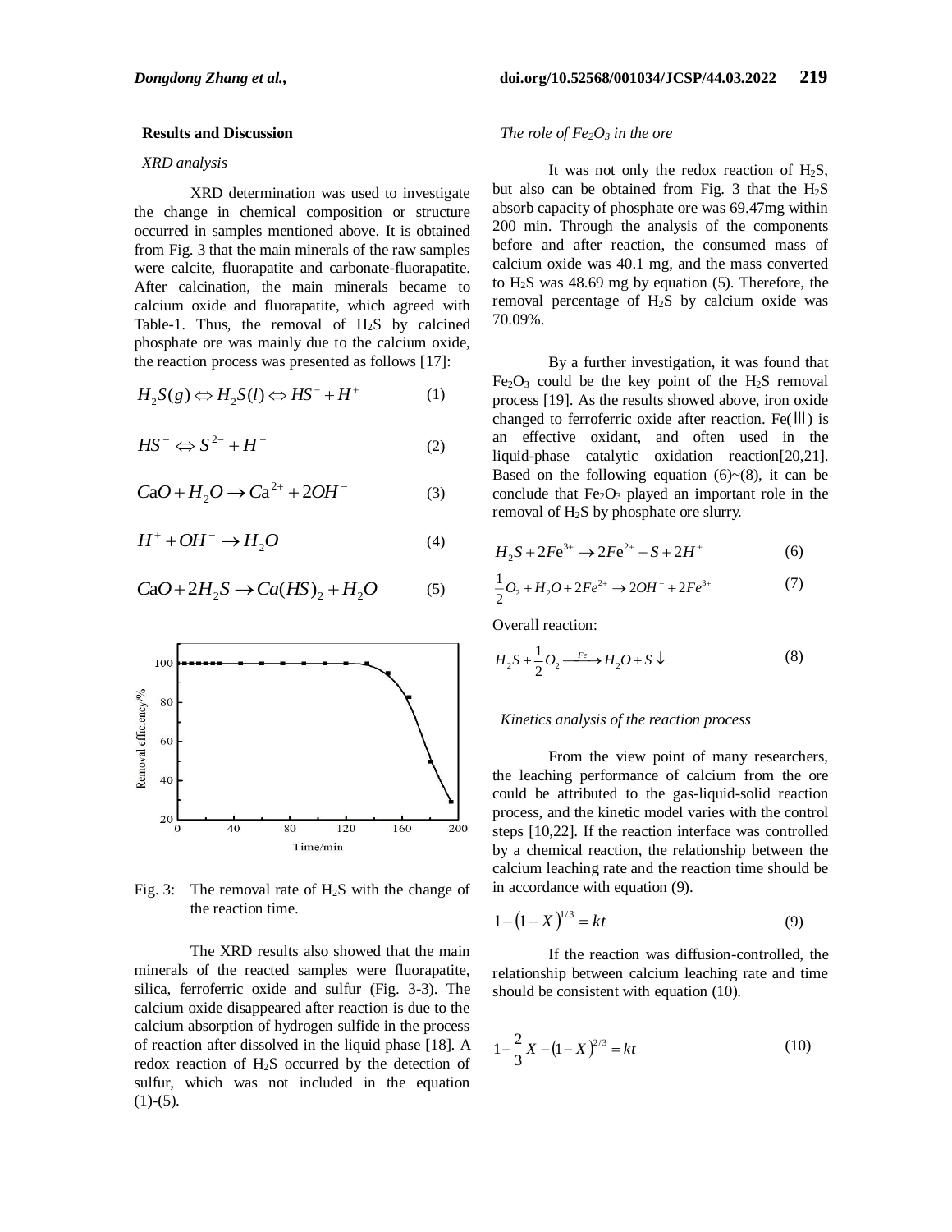## Results and Discussion

### *XRD analysis*

XRD determination was used to investigate the change in chemical composition or structure occurred in samples mentioned above. It is obtained from Fig. 3 that the main minerals of the raw samples were calcite, fluorapatite and carbonate-fluorapatite. After calcination, the main minerals became to calcium oxide and fluorapatite, which agreed with Table-1. Thus, the removal of $H_2S$ by calcined phosphate ore was mainly due to the calcium oxide, the reaction process was presented as follows [17]:

$$H_2S(g) \Leftrightarrow H_2S(l) \Leftrightarrow HS^- + H^+ \quad (1)$$

$$HS^- \Leftrightarrow S^{2-} + H^+ \quad (2)$$

$$CaO + H_2O \rightarrow Ca^{2+} + 2OH^- \quad (3)$$

$$H^+ + OH^- \rightarrow H_2O \quad (4)$$

$$CaO + 2H_2S \rightarrow Ca(HS)_2 + H_2O \quad (5)$$

Fig. 3: The removal rate of $H_2S$ with the change of the reaction time.

The XRD results also showed that the main minerals of the reacted samples were fluorapatite, silica, ferroferric oxide and sulfur (Fig. 3-3). The calcium oxide disappeared after reaction is due to the calcium absorption of hydrogen sulfide in the process of reaction after dissolved in the liquid phase [18]. A redox reaction of $H_2S$ occurred by the detection of sulfur, which was not included in the equation (1)-(5).

### *The role of $Fe_2O_3$ in the ore*

It was not only the redox reaction of $H_2S$, but also can be obtained from Fig. 3 that the $H_2S$ absorb capacity of phosphate ore was 69.47mg within 200 min. Through the analysis of the components before and after reaction, the consumed mass of calcium oxide was 40.1 mg, and the mass converted to $H_2S$ was 48.69 mg by equation (5). Therefore, the removal percentage of $H_2S$ by calcium oxide was 70.09%.

By a further investigation, it was found that $Fe_2O_3$ could be the key point of the $H_2S$ removal process [19]. As the results showed above, iron oxide changed to ferroferric oxide after reaction. Fe(Ⅲ) is an effective oxidant, and often used in the liquid-phase catalytic oxidation reaction[20,21]. Based on the following equation (6)~(8), it can be conclude that $Fe_2O_3$ played an important role in the removal of $H_2S$ by phosphate ore slurry.

$$H_2S + 2Fe^{3+} \rightarrow 2Fe^{2+} + S + 2H^+ \quad (6)$$

$$\frac{1}{2}O_2 + H_2O + 2Fe^{2+} \rightarrow 2OH^- + 2Fe^{3+} \quad (7)$$

Overall reaction:

$$H_2S + \frac{1}{2}O_2 \xrightarrow{Fe} H_2O + S\downarrow \quad (8)$$

### *Kinetics analysis of the reaction process*

From the view point of many researchers, the leaching performance of calcium from the ore could be attributed to the gas-liquid-solid reaction process, and the kinetic model varies with the control steps [10,22]. If the reaction interface was controlled by a chemical reaction, the relationship between the calcium leaching rate and the reaction time should be in accordance with equation (9).

$$1-(1-X)^{1/3} = kt \quad (9)$$

If the reaction was diffusion-controlled, the relationship between calcium leaching rate and time should be consistent with equation (10).

$$1-\frac{2}{3}X-(1-X)^{2/3} = kt \quad (10)$$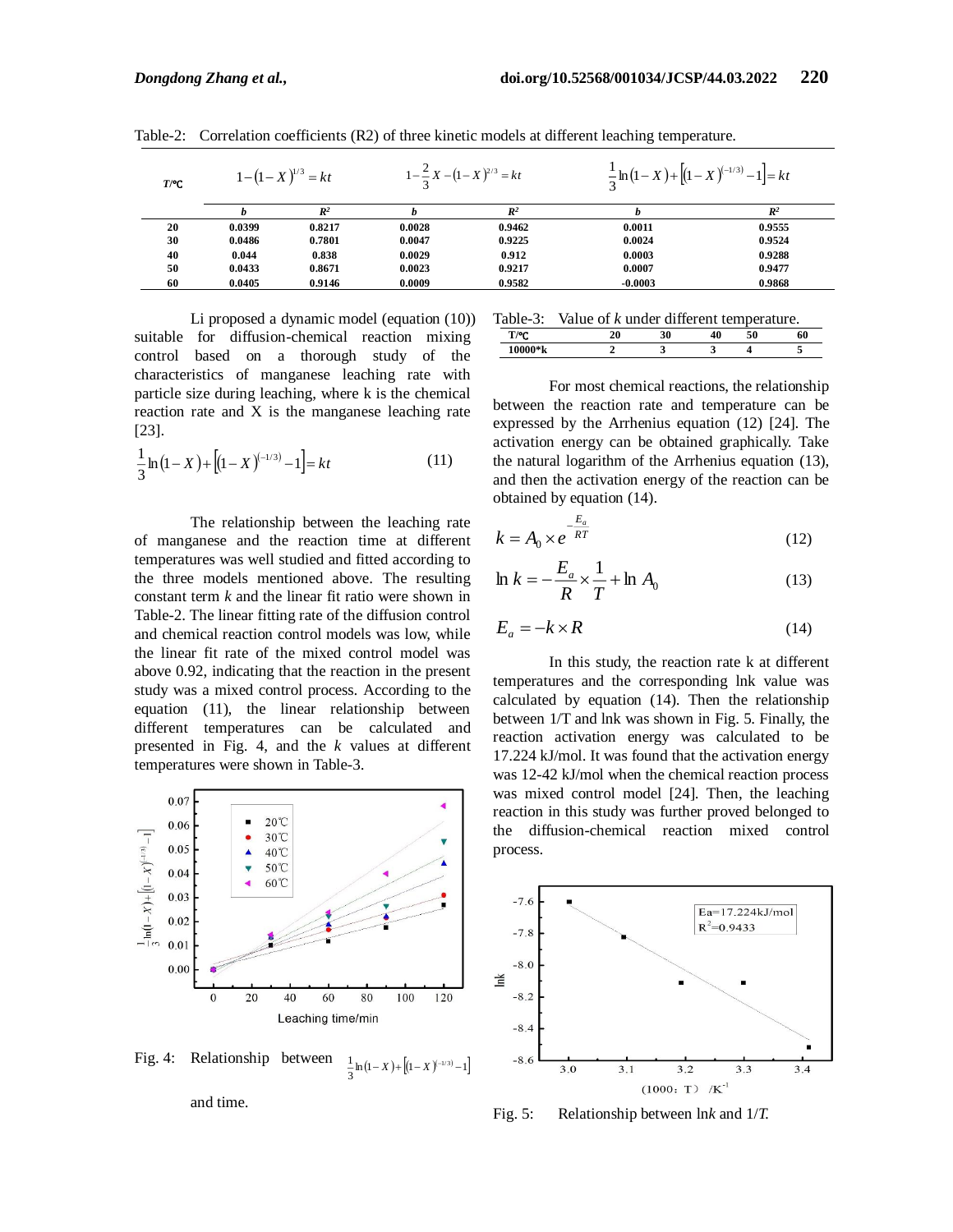Table-2: Correlation coefficients (R2) of three kinetic models at different leaching temperature.

| T/℃ | $1-(1-X)^{1/3}=kt$ | | $1-\frac{2}{3}X-(1-X)^{2/3}=kt$ | | $\frac{1}{3}\ln(1-X)+\left[(1-X)^{(-1/3)}-1\right]=kt$ | |
|---|---|---|---|---|---|---|
| | b | $R^2$ | b | $R^2$ | b | $R^2$ |
| 20 | 0.0399 | 0.8217 | 0.0028 | 0.9462 | 0.0011 | 0.9555 |
| 30 | 0.0486 | 0.7801 | 0.0047 | 0.9225 | 0.0024 | 0.9524 |
| 40 | 0.044 | 0.838 | 0.0029 | 0.912 | 0.0003 | 0.9288 |
| 50 | 0.0433 | 0.8671 | 0.0023 | 0.9217 | 0.0007 | 0.9477 |
| 60 | 0.0405 | 0.9146 | 0.0009 | 0.9582 | -0.0003 | 0.9868 |

Li proposed a dynamic model (equation (10)) suitable for diffusion-chemical reaction mixing control based on a thorough study of the characteristics of manganese leaching rate with particle size during leaching, where k is the chemical reaction rate and X is the manganese leaching rate [23].

$$\frac{1}{3}\ln(1-X)+\left[(1-X)^{(-1/3)}-1\right]=kt \tag{11}$$

The relationship between the leaching rate of manganese and the reaction time at different temperatures was well studied and fitted according to the three models mentioned above. The resulting constant term *k* and the linear fit ratio were shown in Table-2. The linear fitting rate of the diffusion control and chemical reaction control models was low, while the linear fit rate of the mixed control model was above 0.92, indicating that the reaction in the present study was a mixed control process. According to the equation (11), the linear relationship between different temperatures can be calculated and presented in Fig. 4, and the *k* values at different temperatures were shown in Table-3.

Fig. 4: Relationship between $\frac{1}{3}\ln(1-X)+\left[(1-X)^{(-1/3)}-1\right]$ and time.

Table-3: Value of *k* under different temperature.

| T/℃ | 20 | 30 | 40 | 50 | 60 |
|---|---|---|---|---|---|
| 10000*k | 2 | 3 | 3 | 4 | 5 |

For most chemical reactions, the relationship between the reaction rate and temperature can be expressed by the Arrhenius equation (12) [24]. The activation energy can be obtained graphically. Take the natural logarithm of the Arrhenius equation (13), and then the activation energy of the reaction can be obtained by equation (14).

$$k = A_0 \times e^{-\frac{E_a}{RT}} \tag{12}$$

$$\ln k = -\frac{E_a}{R}\times\frac{1}{T}+\ln A_0 \tag{13}$$

$$E_a = -k \times R \tag{14}$$

In this study, the reaction rate k at different temperatures and the corresponding lnk value was calculated by equation (14). Then the relationship between 1/T and lnk was shown in Fig. 5. Finally, the reaction activation energy was calculated to be 17.224 kJ/mol. It was found that the activation energy was 12-42 kJ/mol when the chemical reaction process was mixed control model [24]. Then, the leaching reaction in this study was further proved belonged to the diffusion-chemical reaction mixed control process.

Fig. 5: Relationship between ln*k* and 1/*T*.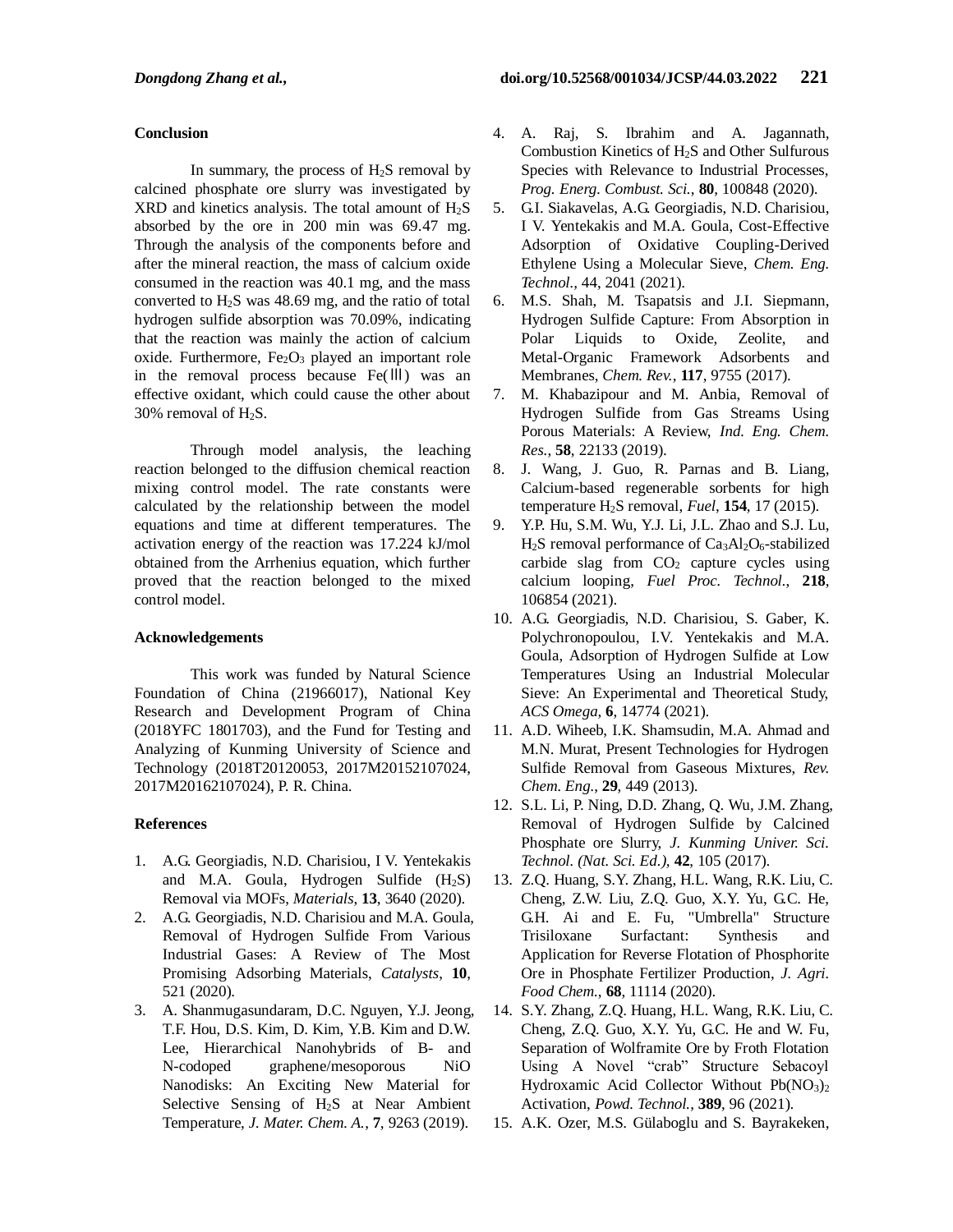## Conclusion

In summary, the process of $H_2S$ removal by calcined phosphate ore slurry was investigated by XRD and kinetics analysis. The total amount of $H_2S$ absorbed by the ore in 200 min was 69.47 mg. Through the analysis of the components before and after the mineral reaction, the mass of calcium oxide consumed in the reaction was 40.1 mg, and the mass converted to $H_2S$ was 48.69 mg, and the ratio of total hydrogen sulfide absorption was 70.09%, indicating that the reaction was mainly the action of calcium oxide. Furthermore, $Fe_2O_3$ played an important role in the removal process because Fe(Ⅲ) was an effective oxidant, which could cause the other about 30% removal of $H_2S$.

Through model analysis, the leaching reaction belonged to the diffusion chemical reaction mixing control model. The rate constants were calculated by the relationship between the model equations and time at different temperatures. The activation energy of the reaction was 17.224 kJ/mol obtained from the Arrhenius equation, which further proved that the reaction belonged to the mixed control model.

## Acknowledgements

This work was funded by Natural Science Foundation of China (21966017), National Key Research and Development Program of China (2018YFC 1801703), and the Fund for Testing and Analyzing of Kunming University of Science and Technology (2018T20120053, 2017M20152107024, 2017M20162107024), P. R. China.

## References

1. A.G. Georgiadis, N.D. Charisiou, I V. Yentekakis and M.A. Goula, Hydrogen Sulfide ($H_2S$) Removal via MOFs, *Materials*, **13**, 3640 (2020).
2. A.G. Georgiadis, N.D. Charisiou and M.A. Goula, Removal of Hydrogen Sulfide From Various Industrial Gases: A Review of The Most Promising Adsorbing Materials, *Catalysts*, **10**, 521 (2020).
3. A. Shanmugasundaram, D.C. Nguyen, Y.J. Jeong, T.F. Hou, D.S. Kim, D. Kim, Y.B. Kim and D.W. Lee, Hierarchical Nanohybrids of B- and N-codoped graphene/mesoporous NiO Nanodisks: An Exciting New Material for Selective Sensing of $H_2S$ at Near Ambient Temperature, *J. Mater. Chem. A.*, **7**, 9263 (2019).
4. A. Raj, S. Ibrahim and A. Jagannath, Combustion Kinetics of $H_2S$ and Other Sulfurous Species with Relevance to Industrial Processes, *Prog. Energ. Combust. Sci.*, **80**, 100848 (2020).
5. G.I. Siakavelas, A.G. Georgiadis, N.D. Charisiou, I V. Yentekakis and M.A. Goula, Cost-Effective Adsorption of Oxidative Coupling-Derived Ethylene Using a Molecular Sieve, *Chem. Eng. Technol.*, 44, 2041 (2021).
6. M.S. Shah, M. Tsapatsis and J.I. Siepmann, Hydrogen Sulfide Capture: From Absorption in Polar Liquids to Oxide, Zeolite, and Metal-Organic Framework Adsorbents and Membranes, *Chem. Rev.*, **117**, 9755 (2017).
7. M. Khabazipour and M. Anbia, Removal of Hydrogen Sulfide from Gas Streams Using Porous Materials: A Review, *Ind. Eng. Chem. Res.*, **58**, 22133 (2019).
8. J. Wang, J. Guo, R. Parnas and B. Liang, Calcium-based regenerable sorbents for high temperature $H_2S$ removal, *Fuel*, **154**, 17 (2015).
9. Y.P. Hu, S.M. Wu, Y.J. Li, J.L. Zhao and S.J. Lu, $H_2S$ removal performance of $Ca_3Al_2O_6$-stabilized carbide slag from $CO_2$ capture cycles using calcium looping, *Fuel Proc. Technol.*, **218**, 106854 (2021).
10. A.G. Georgiadis, N.D. Charisiou, S. Gaber, K. Polychronopoulou, I.V. Yentekakis and M.A. Goula, Adsorption of Hydrogen Sulfide at Low Temperatures Using an Industrial Molecular Sieve: An Experimental and Theoretical Study, *ACS Omega*, **6**, 14774 (2021).
11. A.D. Wiheeb, I.K. Shamsudin, M.A. Ahmad and M.N. Murat, Present Technologies for Hydrogen Sulfide Removal from Gaseous Mixtures, *Rev. Chem. Eng.*, **29**, 449 (2013).
12. S.L. Li, P. Ning, D.D. Zhang, Q. Wu, J.M. Zhang, Removal of Hydrogen Sulfide by Calcined Phosphate ore Slurry, *J. Kunming Univer. Sci. Technol. (Nat. Sci. Ed.)*, **42**, 105 (2017).
13. Z.Q. Huang, S.Y. Zhang, H.L. Wang, R.K. Liu, C. Cheng, Z.W. Liu, Z.Q. Guo, X.Y. Yu, G.C. He, G.H. Ai and E. Fu, "Umbrella" Structure Trisiloxane Surfactant: Synthesis and Application for Reverse Flotation of Phosphorite Ore in Phosphate Fertilizer Production, *J. Agri. Food Chem.*, **68**, 11114 (2020).
14. S.Y. Zhang, Z.Q. Huang, H.L. Wang, R.K. Liu, C. Cheng, Z.Q. Guo, X.Y. Yu, G.C. He and W. Fu, Separation of Wolframite Ore by Froth Flotation Using A Novel "crab" Structure Sebacoyl Hydroxamic Acid Collector Without $Pb(NO_3)_2$ Activation, *Powd. Technol.*, **389**, 96 (2021).
15. A.K. Ozer, M.S. Gülaboglu and S. Bayrakeken,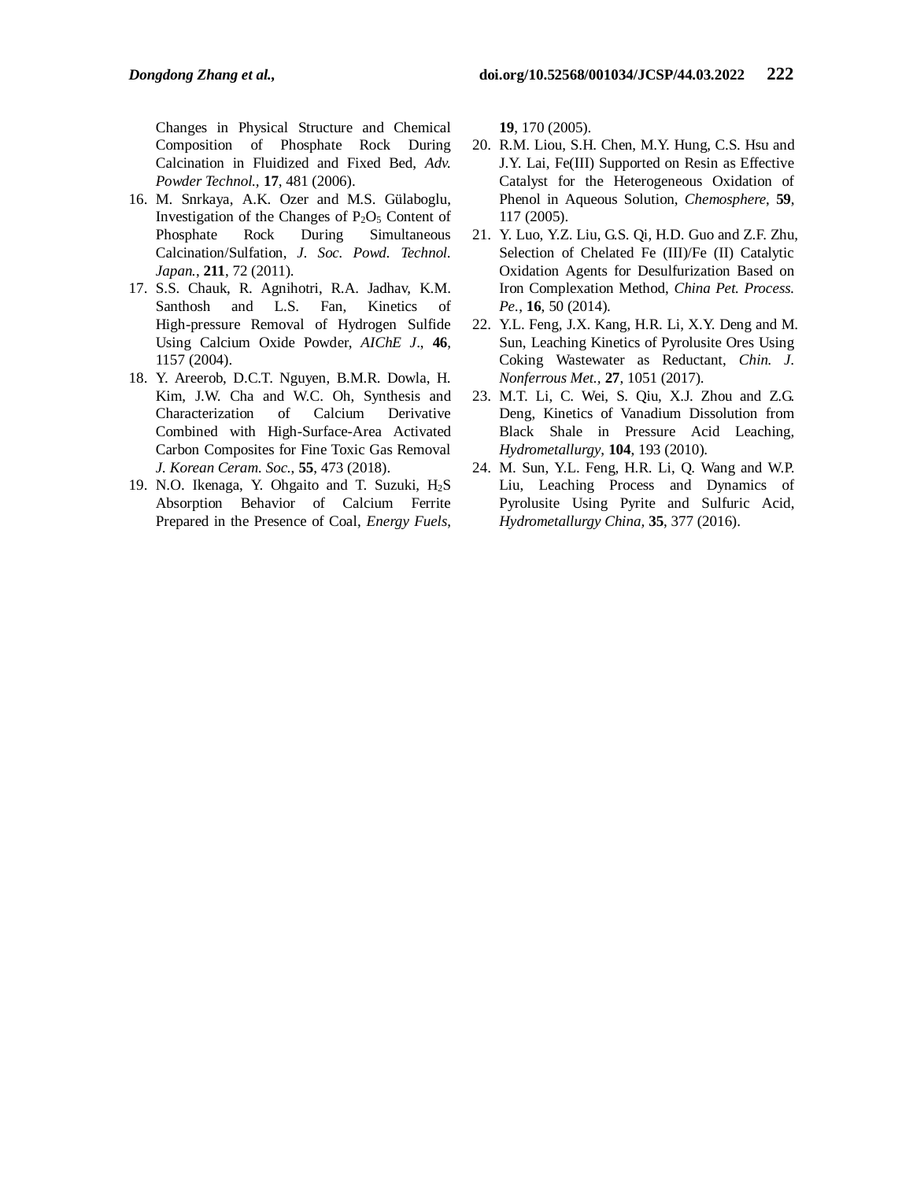Changes in Physical Structure and Chemical Composition of Phosphate Rock During Calcination in Fluidized and Fixed Bed, *Adv. Powder Technol.*, **17**, 481 (2006).

16. M. Snrkaya, A.K. Ozer and M.S. Gülaboglu, Investigation of the Changes of $P_2O_5$ Content of Phosphate Rock During Simultaneous Calcination/Sulfation, *J. Soc. Powd. Technol. Japan.*, **211**, 72 (2011).
17. S.S. Chauk, R. Agnihotri, R.A. Jadhav, K.M. Santhosh and L.S. Fan, Kinetics of High-pressure Removal of Hydrogen Sulfide Using Calcium Oxide Powder, *AIChE J*., **46**, 1157 (2004).
18. Y. Areerob, D.C.T. Nguyen, B.M.R. Dowla, H. Kim, J.W. Cha and W.C. Oh, Synthesis and Characterization of Calcium Derivative Combined with High-Surface-Area Activated Carbon Composites for Fine Toxic Gas Removal *J. Korean Ceram. Soc.*, **55**, 473 (2018).
19. N.O. Ikenaga, Y. Ohgaito and T. Suzuki, $H_2S$ Absorption Behavior of Calcium Ferrite Prepared in the Presence of Coal, *Energy Fuels*, **19**, 170 (2005).
20. R.M. Liou, S.H. Chen, M.Y. Hung, C.S. Hsu and J.Y. Lai, Fe(III) Supported on Resin as Effective Catalyst for the Heterogeneous Oxidation of Phenol in Aqueous Solution, *Chemosphere*, **59**, 117 (2005).
21. Y. Luo, Y.Z. Liu, G.S. Qi, H.D. Guo and Z.F. Zhu, Selection of Chelated Fe (III)/Fe (II) Catalytic Oxidation Agents for Desulfurization Based on Iron Complexation Method, *China Pet. Process. Pe.*, **16**, 50 (2014).
22. Y.L. Feng, J.X. Kang, H.R. Li, X.Y. Deng and M. Sun, Leaching Kinetics of Pyrolusite Ores Using Coking Wastewater as Reductant, *Chin. J. Nonferrous Met.*, **27**, 1051 (2017).
23. M.T. Li, C. Wei, S. Qiu, X.J. Zhou and Z.G. Deng, Kinetics of Vanadium Dissolution from Black Shale in Pressure Acid Leaching, *Hydrometallurgy*, **104**, 193 (2010).
24. M. Sun, Y.L. Feng, H.R. Li, Q. Wang and W.P. Liu, Leaching Process and Dynamics of Pyrolusite Using Pyrite and Sulfuric Acid, *Hydrometallurgy China*, **35**, 377 (2016).